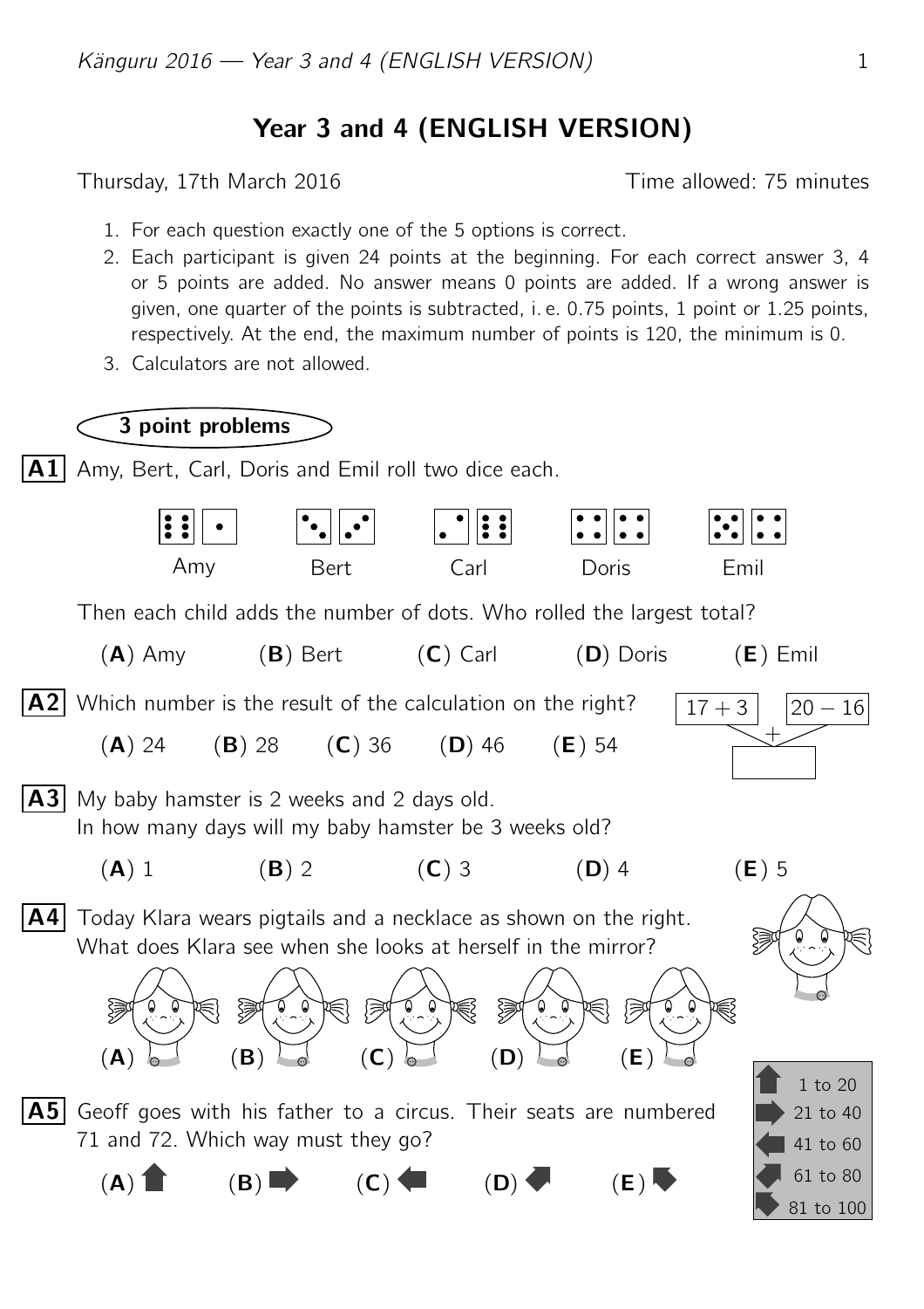# Year 3 and 4 (ENGLISH VERSION)

Thursday, 17th March 2016 — Time allowed: 75 minutes

1. For each question exactly one of the 5 options is correct.
2. Each participant is given 24 points at the beginning. For each correct answer 3, 4 or 5 points are added. No answer means 0 points are added. If a wrong answer is given, one quarter of the points is subtracted, i. e. 0.75 points, 1 point or 1.25 points, respectively. At the end, the maximum number of points is 120, the minimum is 0.
3. Calculators are not allowed.

## 3 point problems

**A1** Amy, Bert, Carl, Doris and Emil roll two dice each.

Amy — Bert — Carl — Doris — Emil

Then each child adds the number of dots. Who rolled the largest total?

(**A**) Amy (**B**) Bert (**C**) Carl (**D**) Doris (**E**) Emil

**A2** Which number is the result of the calculation on the right?

$17 + 3$ $+$ $20 - 16$

(**A**) 24 (**B**) 28 (**C**) 36 (**D**) 46 (**E**) 54

**A3** My baby hamster is 2 weeks and 2 days old.
In how many days will my baby hamster be 3 weeks old?

(**A**) 1 (**B**) 2 (**C**) 3 (**D**) 4 (**E**) 5

**A4** Today Klara wears pigtails and a necklace as shown on the right.
What does Klara see when she looks at herself in the mirror?

(**A**) (**B**) (**C**) (**D**) (**E**)

**A5** Geoff goes with his father to a circus. Their seats are numbered 71 and 72. Which way must they go?

| | |
|---|---|
| ⬆ | 1 to 20 |
| ➡ | 21 to 40 |
| ⬅ | 41 to 60 |
| ↙ | 61 to 80 |
| ↘ | 81 to 100 |

(**A**) ⬆ (**B**) ➡ (**C**) ⬅ (**D**) ↙ (**E**) ↘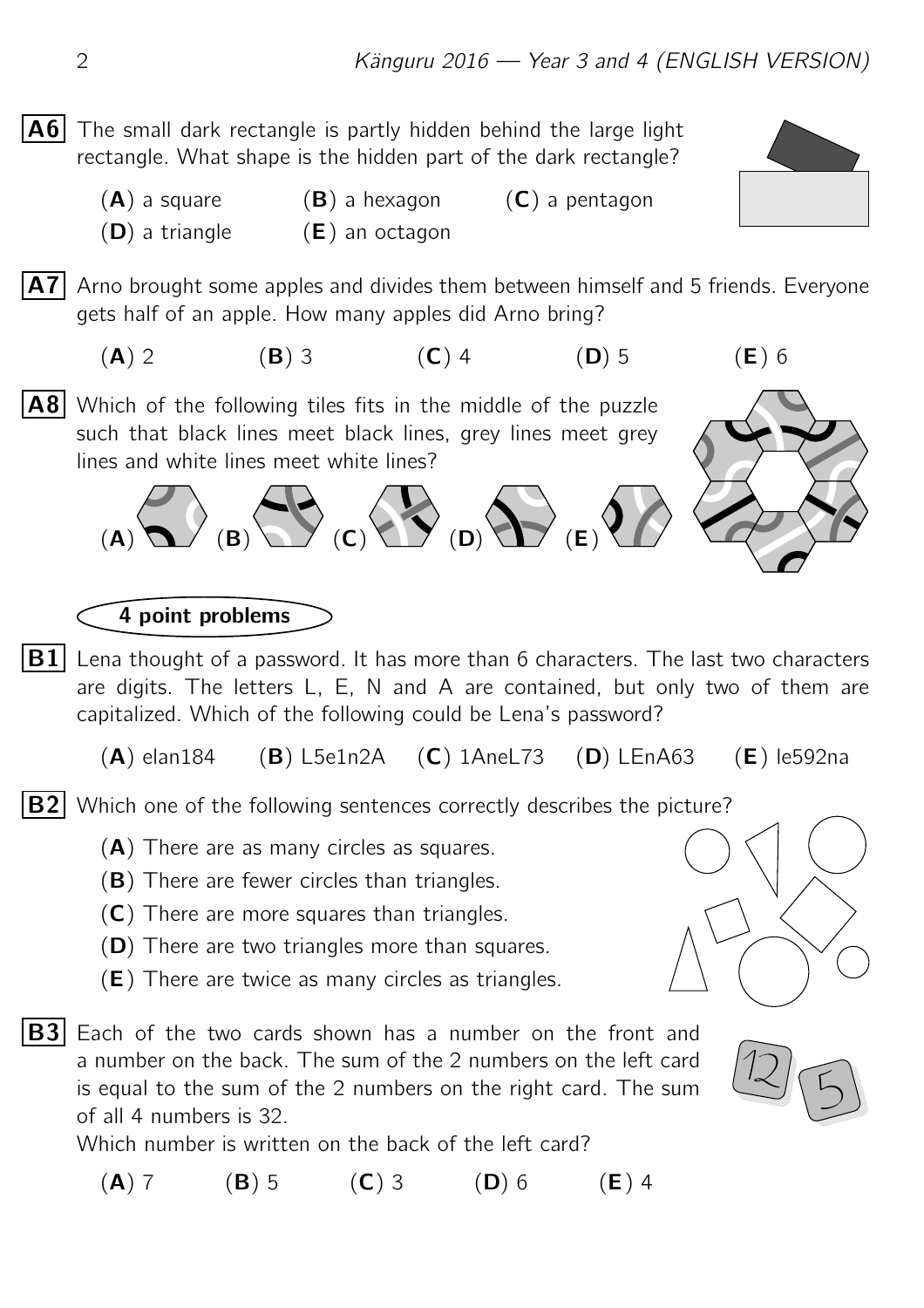**A6** The small dark rectangle is partly hidden behind the large light rectangle. What shape is the hidden part of the dark rectangle?

(**A**) a square (**B**) a hexagon (**C**) a pentagon
(**D**) a triangle (**E**) an octagon

**A7** Arno brought some apples and divides them between himself and 5 friends. Everyone gets half of an apple. How many apples did Arno bring?

(**A**) 2 (**B**) 3 (**C**) 4 (**D**) 5 (**E**) 6

**A8** Which of the following tiles fits in the middle of the puzzle such that black lines meet black lines, grey lines meet grey lines and white lines meet white lines?

(**A**) (**B**) (**C**) (**D**) (**E**)

## 4 point problems

**B1** Lena thought of a password. It has more than 6 characters. The last two characters are digits. The letters L, E, N and A are contained, but only two of them are capitalized. Which of the following could be Lena's password?

(**A**) elan184 (**B**) L5e1n2A (**C**) 1AneL73 (**D**) LEnA63 (**E**) le592na

**B2** Which one of the following sentences correctly describes the picture?

(**A**) There are as many circles as squares.
(**B**) There are fewer circles than triangles.
(**C**) There are more squares than triangles.
(**D**) There are two triangles more than squares.
(**E**) There are twice as many circles as triangles.

**B3** Each of the two cards shown has a number on the front and a number on the back. The sum of the 2 numbers on the left card is equal to the sum of the 2 numbers on the right card. The sum of all 4 numbers is 32.
Which number is written on the back of the left card?

(**A**) 7 (**B**) 5 (**C**) 3 (**D**) 6 (**E**) 4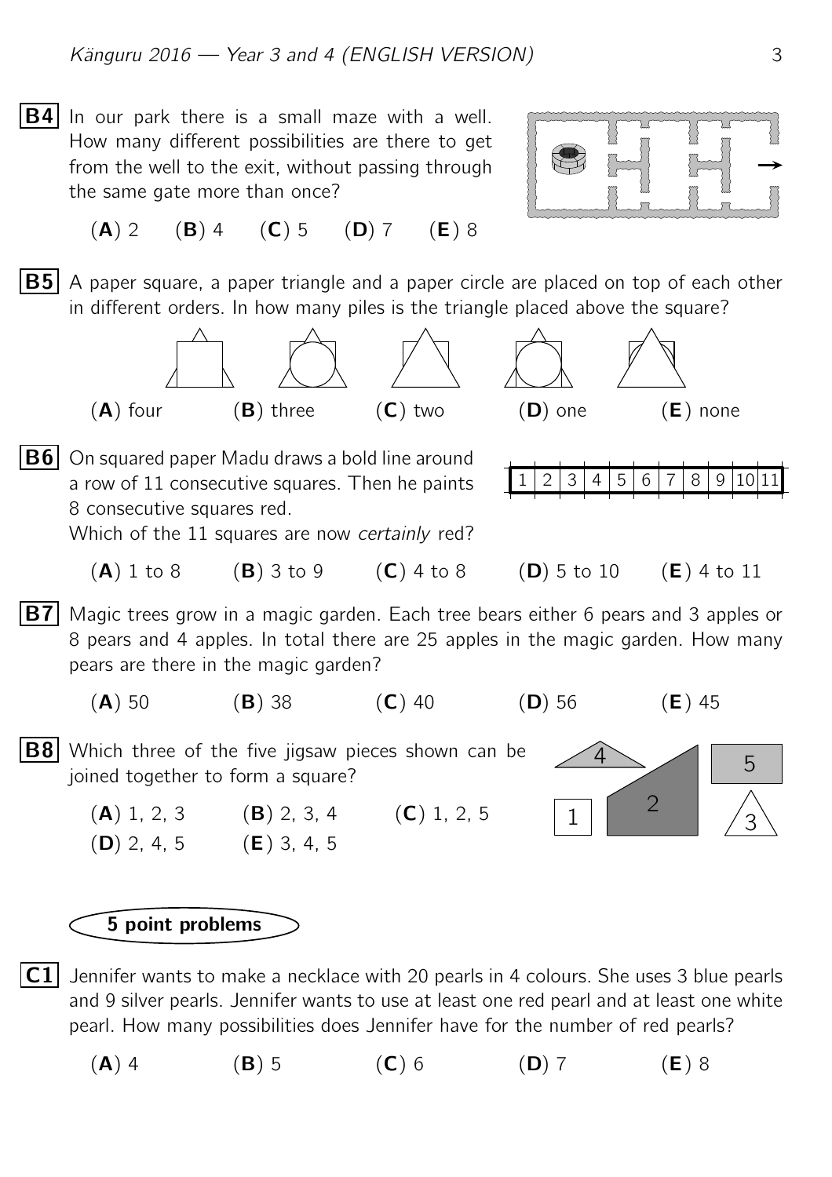**B4** In our park there is a small maze with a well. How many different possibilities are there to get from the well to the exit, without passing through the same gate more than once?

(**A**) 2 (**B**) 4 (**C**) 5 (**D**) 7 (**E**) 8

**B5** A paper square, a paper triangle and a paper circle are placed on top of each other in different orders. In how many piles is the triangle placed above the square?

(**A**) four (**B**) three (**C**) two (**D**) one (**E**) none

**B6** On squared paper Madu draws a bold line around a row of 11 consecutive squares. Then he paints 8 consecutive squares red.
Which of the 11 squares are now *certainly* red?

| 1 | 2 | 3 | 4 | 5 | 6 | 7 | 8 | 9 | 10 | 11 |
|---|---|---|---|---|---|---|---|---|---|---|

(**A**) 1 to 8 (**B**) 3 to 9 (**C**) 4 to 8 (**D**) 5 to 10 (**E**) 4 to 11

**B7** Magic trees grow in a magic garden. Each tree bears either 6 pears and 3 apples or 8 pears and 4 apples. In total there are 25 apples in the magic garden. How many pears are there in the magic garden?

(**A**) 50 (**B**) 38 (**C**) 40 (**D**) 56 (**E**) 45

**B8** Which three of the five jigsaw pieces shown can be joined together to form a square?

(**A**) 1, 2, 3 (**B**) 2, 3, 4 (**C**) 1, 2, 5
(**D**) 2, 4, 5 (**E**) 3, 4, 5

## 5 point problems

**C1** Jennifer wants to make a necklace with 20 pearls in 4 colours. She uses 3 blue pearls and 9 silver pearls. Jennifer wants to use at least one red pearl and at least one white pearl. How many possibilities does Jennifer have for the number of red pearls?

(**A**) 4 (**B**) 5 (**C**) 6 (**D**) 7 (**E**) 8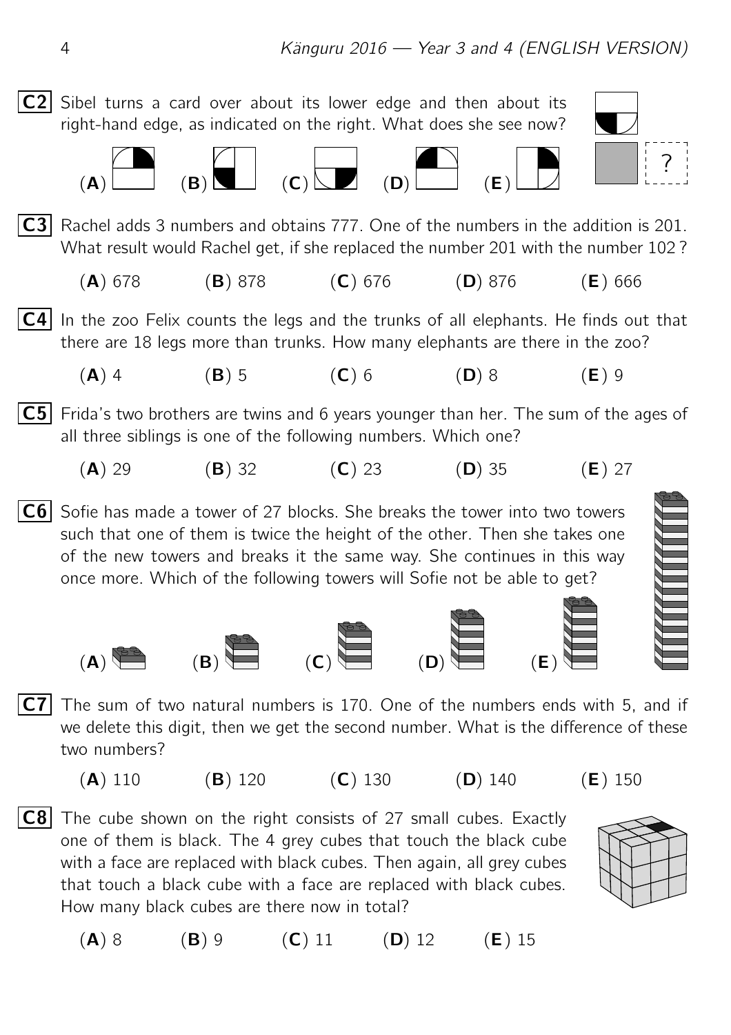**C2** Sibel turns a card over about its lower edge and then about its right-hand edge, as indicated on the right. What does she see now?

(**A**) (**B**) (**C**) (**D**) (**E**)

**C3** Rachel adds 3 numbers and obtains 777. One of the numbers in the addition is 201. What result would Rachel get, if she replaced the number 201 with the number 102 ?

(**A**) 678 (**B**) 878 (**C**) 676 (**D**) 876 (**E**) 666

**C4** In the zoo Felix counts the legs and the trunks of all elephants. He finds out that there are 18 legs more than trunks. How many elephants are there in the zoo?

(**A**) 4 (**B**) 5 (**C**) 6 (**D**) 8 (**E**) 9

**C5** Frida's two brothers are twins and 6 years younger than her. The sum of the ages of all three siblings is one of the following numbers. Which one?

(**A**) 29 (**B**) 32 (**C**) 23 (**D**) 35 (**E**) 27

**C6** Sofie has made a tower of 27 blocks. She breaks the tower into two towers such that one of them is twice the height of the other. Then she takes one of the new towers and breaks it the same way. She continues in this way once more. Which of the following towers will Sofie not be able to get?

(**A**) (**B**) (**C**) (**D**) (**E**)

**C7** The sum of two natural numbers is 170. One of the numbers ends with 5, and if we delete this digit, then we get the second number. What is the difference of these two numbers?

(**A**) 110 (**B**) 120 (**C**) 130 (**D**) 140 (**E**) 150

**C8** The cube shown on the right consists of 27 small cubes. Exactly one of them is black. The 4 grey cubes that touch the black cube with a face are replaced with black cubes. Then again, all grey cubes that touch a black cube with a face are replaced with black cubes. How many black cubes are there now in total?

(**A**) 8 (**B**) 9 (**C**) 11 (**D**) 12 (**E**) 15